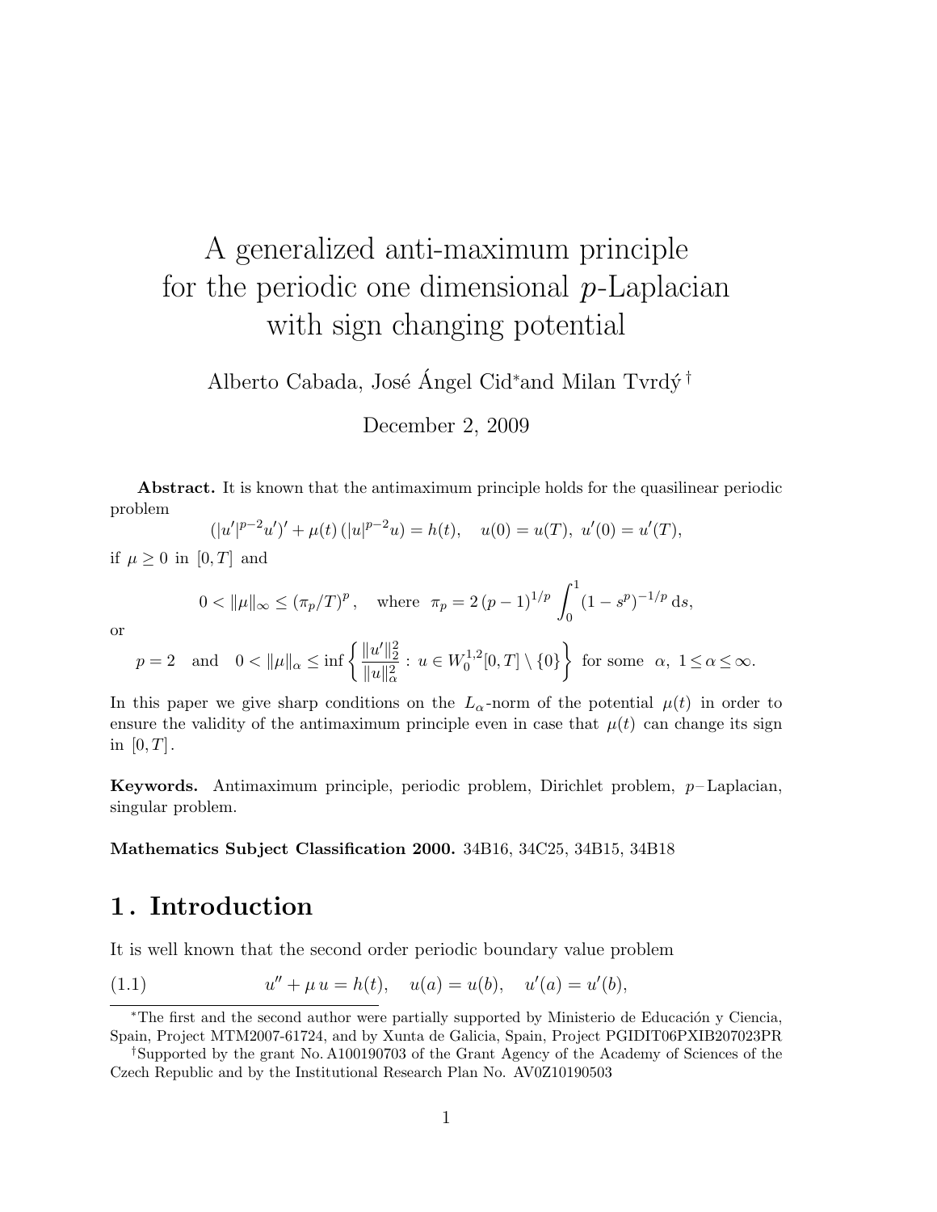# A generalized anti-maximum principle for the periodic one dimensional $p$-Laplacian with sign changing potential

Alberto Cabada, José Ángel Cid* and Milan Tvrdý†

December 2, 2009

**Abstract.** It is known that the antimaximum principle holds for the quasilinear periodic problem

$$(|u'|^{p-2}u')' + \mu(t)\,(|u|^{p-2}u) = h(t), \quad u(0) = u(T),\ u'(0) = u'(T),$$

if $\mu \geq 0$ in $[0,T]$ and

$$0 < \|\mu\|_\infty \leq (\pi_p/T)^p, \quad \text{where} \;\; \pi_p = 2\,(p-1)^{1/p}\int_0^1 (1-s^p)^{-1/p}\,\mathrm{d}s,$$

or

$$p = 2 \quad \text{and} \quad 0 < \|\mu\|_\alpha \leq \inf\left\{\frac{\|u'\|_2^2}{\|u\|_\alpha^2} : u \in W_0^{1,2}[0,T]\setminus\{0\}\right\} \text{ for some } \alpha,\ 1 \leq \alpha \leq \infty.$$

In this paper we give sharp conditions on the $L_\alpha$-norm of the potential $\mu(t)$ in order to ensure the validity of the antimaximum principle even in case that $\mu(t)$ can change its sign in $[0,T]$.

**Keywords.** Antimaximum principle, periodic problem, Dirichlet problem, $p$–Laplacian, singular problem.

**Mathematics Subject Classification 2000.** 34B16, 34C25, 34B15, 34B18

## 1. Introduction

It is well known that the second order periodic boundary value problem

$$u'' + \mu\,u = h(t), \quad u(a) = u(b), \quad u'(a) = u'(b), \tag{1.1}$$

*The first and the second author were partially supported by Ministerio de Educación y Ciencia, Spain, Project MTM2007-61724, and by Xunta de Galicia, Spain, Project PGIDIT06PXIB207023PR

†Supported by the grant No. A100190703 of the Grant Agency of the Academy of Sciences of the Czech Republic and by the Institutional Research Plan No. AV0Z10190503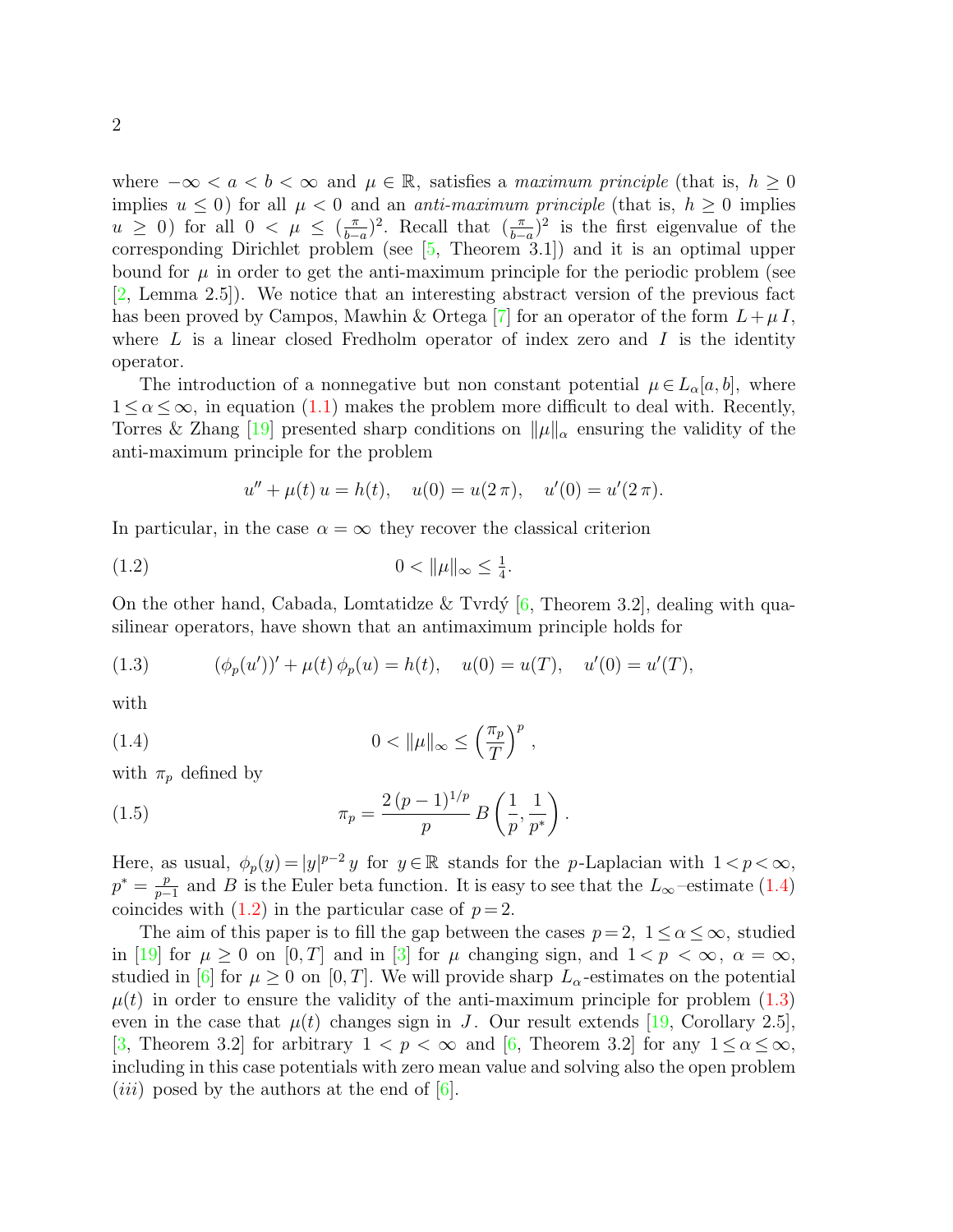where $-\infty < a < b < \infty$ and $\mu \in \mathbb{R}$, satisfies a *maximum principle* (that is, $h \geq 0$ implies $u \leq 0$) for all $\mu < 0$ and an *anti-maximum principle* (that is, $h \geq 0$ implies $u \geq 0$) for all $0 < \mu \leq (\frac{\pi}{b-a})^2$. Recall that $(\frac{\pi}{b-a})^2$ is the first eigenvalue of the corresponding Dirichlet problem (see [5, Theorem 3.1]) and it is an optimal upper bound for $\mu$ in order to get the anti-maximum principle for the periodic problem (see [2, Lemma 2.5]). We notice that an interesting abstract version of the previous fact has been proved by Campos, Mawhin & Ortega [7] for an operator of the form $L + \mu\, I$, where $L$ is a linear closed Fredholm operator of index zero and $I$ is the identity operator.

The introduction of a nonnegative but non constant potential $\mu \in L_\alpha[a, b]$, where $1 \leq \alpha \leq \infty$, in equation (1.1) makes the problem more difficult to deal with. Recently, Torres & Zhang [19] presented sharp conditions on $\|\mu\|_\alpha$ ensuring the validity of the anti-maximum principle for the problem

$$u'' + \mu(t)\, u = h(t), \quad u(0) = u(2\,\pi), \quad u'(0) = u'(2\,\pi).$$

In particular, in the case $\alpha = \infty$ they recover the classical criterion

$$0 < \|\mu\|_\infty \leq \tfrac{1}{4}. \tag{1.2}$$

On the other hand, Cabada, Lomtatidze & Tvrdý [6, Theorem 3.2], dealing with quasilinear operators, have shown that an antimaximum principle holds for

$$(\phi_p(u'))' + \mu(t)\, \phi_p(u) = h(t), \quad u(0) = u(T), \quad u'(0) = u'(T), \tag{1.3}$$

with

$$0 < \|\mu\|_\infty \leq \left(\frac{\pi_p}{T}\right)^p, \tag{1.4}$$

with $\pi_p$ defined by

$$\pi_p = \frac{2\,(p-1)^{1/p}}{p}\, B\left(\frac{1}{p}, \frac{1}{p^*}\right). \tag{1.5}$$

Here, as usual, $\phi_p(y) = |y|^{p-2}\, y$ for $y \in \mathbb{R}$ stands for the $p$-Laplacian with $1 < p < \infty$, $p^* = \frac{p}{p-1}$ and $B$ is the Euler beta function. It is easy to see that the $L_\infty$–estimate (1.4) coincides with (1.2) in the particular case of $p = 2$.

The aim of this paper is to fill the gap between the cases $p = 2$, $1 \leq \alpha \leq \infty$, studied in [19] for $\mu \geq 0$ on $[0, T]$ and in [3] for $\mu$ changing sign, and $1 < p < \infty$, $\alpha = \infty$, studied in [6] for $\mu \geq 0$ on $[0, T]$. We will provide sharp $L_\alpha$-estimates on the potential $\mu(t)$ in order to ensure the validity of the anti-maximum principle for problem (1.3) even in the case that $\mu(t)$ changes sign in $J$. Our result extends [19, Corollary 2.5], [3, Theorem 3.2] for arbitrary $1 < p < \infty$ and [6, Theorem 3.2] for any $1 \leq \alpha \leq \infty$, including in this case potentials with zero mean value and solving also the open problem $(iii)$ posed by the authors at the end of [6].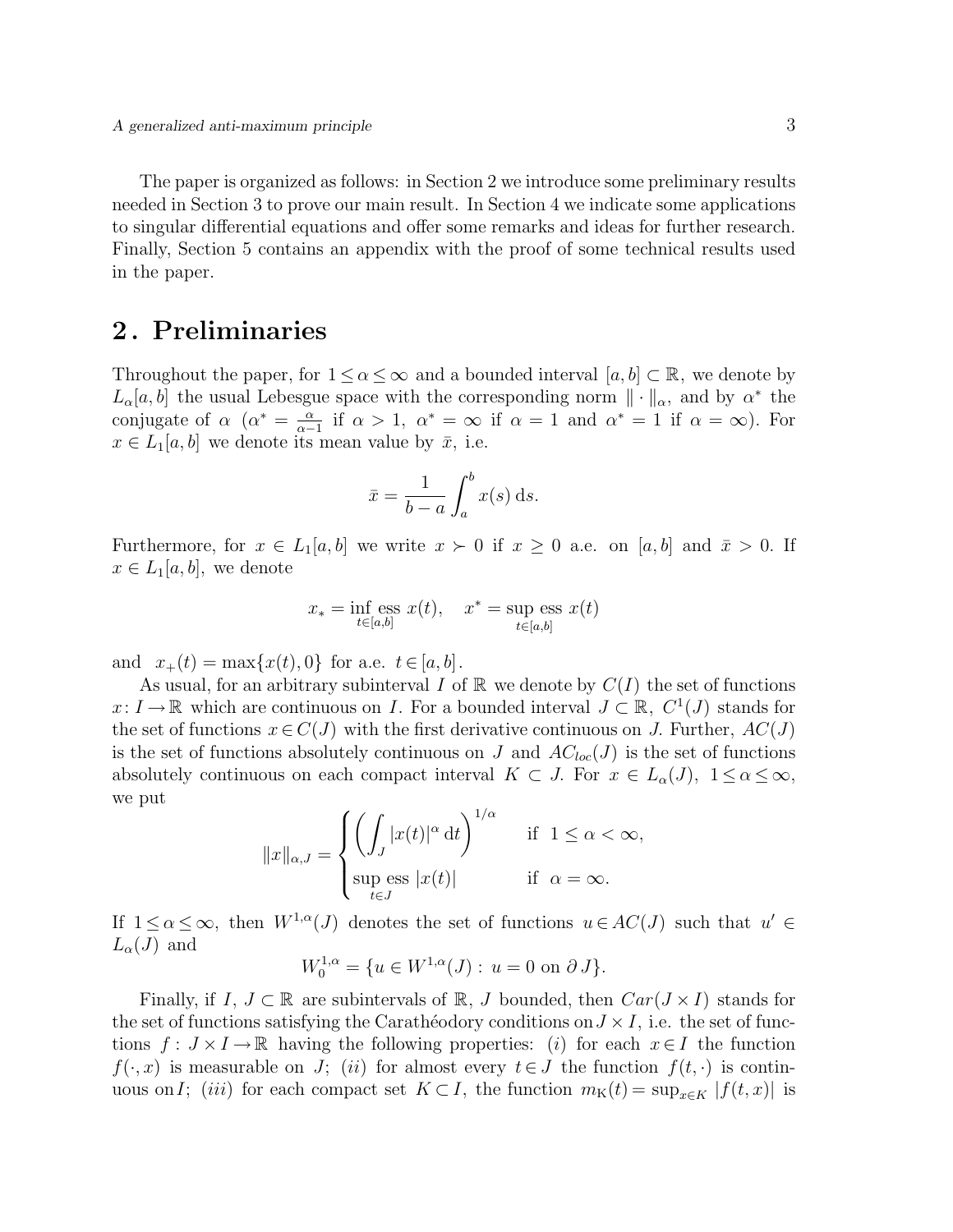The paper is organized as follows: in Section 2 we introduce some preliminary results needed in Section 3 to prove our main result. In Section 4 we indicate some applications to singular differential equations and offer some remarks and ideas for further research. Finally, Section 5 contains an appendix with the proof of some technical results used in the paper.

## 2. Preliminaries

Throughout the paper, for $1 \le \alpha \le \infty$ and a bounded interval $[a,b] \subset \mathbb{R}$, we denote by $L_\alpha[a,b]$ the usual Lebesgue space with the corresponding norm $\|\cdot\|_\alpha$, and by $\alpha^*$ the conjugate of $\alpha$ ($\alpha^* = \frac{\alpha}{\alpha-1}$ if $\alpha > 1$, $\alpha^* = \infty$ if $\alpha = 1$ and $\alpha^* = 1$ if $\alpha = \infty$). For $x \in L_1[a,b]$ we denote its mean value by $\bar{x}$, i.e.

$$\bar{x} = \frac{1}{b-a} \int_a^b x(s)\,\mathrm{d}s.$$

Furthermore, for $x \in L_1[a,b]$ we write $x \succ 0$ if $x \ge 0$ a.e. on $[a,b]$ and $\bar{x} > 0$. If $x \in L_1[a,b]$, we denote

$$x_* = \inf_{t\in[a,b]} \text{ess } x(t), \quad x^* = \sup_{t\in[a,b]} \text{ess } x(t)$$

and $x_+(t) = \max\{x(t), 0\}$ for a.e. $t \in [a,b]$.

As usual, for an arbitrary subinterval $I$ of $\mathbb{R}$ we denote by $C(I)$ the set of functions $x\colon I \to \mathbb{R}$ which are continuous on $I$. For a bounded interval $J \subset \mathbb{R}$, $C^1(J)$ stands for the set of functions $x \in C(J)$ with the first derivative continuous on $J$. Further, $AC(J)$ is the set of functions absolutely continuous on $J$ and $AC_{loc}(J)$ is the set of functions absolutely continuous on each compact interval $K \subset J$. For $x \in L_\alpha(J)$, $1 \le \alpha \le \infty$, we put

$$\|x\|_{\alpha,J} = \begin{cases} \left( \displaystyle\int_J |x(t)|^\alpha \,\mathrm{d}t \right)^{1/\alpha} & \text{if } 1 \le \alpha < \infty, \\ \sup\limits_{t\in J} \text{ess } |x(t)| & \text{if } \alpha = \infty. \end{cases}$$

If $1 \le \alpha \le \infty$, then $W^{1,\alpha}(J)$ denotes the set of functions $u \in AC(J)$ such that $u' \in L_\alpha(J)$ and

$$W_0^{1,\alpha} = \{u \in W^{1,\alpha}(J) : u = 0 \text{ on } \partial J\}.$$

Finally, if $I$, $J \subset \mathbb{R}$ are subintervals of $\mathbb{R}$, $J$ bounded, then $Car(J \times I)$ stands for the set of functions satisfying the Carathéodory conditions on $J \times I$, i.e. the set of functions $f : J \times I \to \mathbb{R}$ having the following properties: ($i$) for each $x \in I$ the function $f(\cdot, x)$ is measurable on $J$; ($ii$) for almost every $t \in J$ the function $f(t, \cdot)$ is continuous on $I$; ($iii$) for each compact set $K \subset I$, the function $m_K(t) = \sup_{x\in K} |f(t,x)|$ is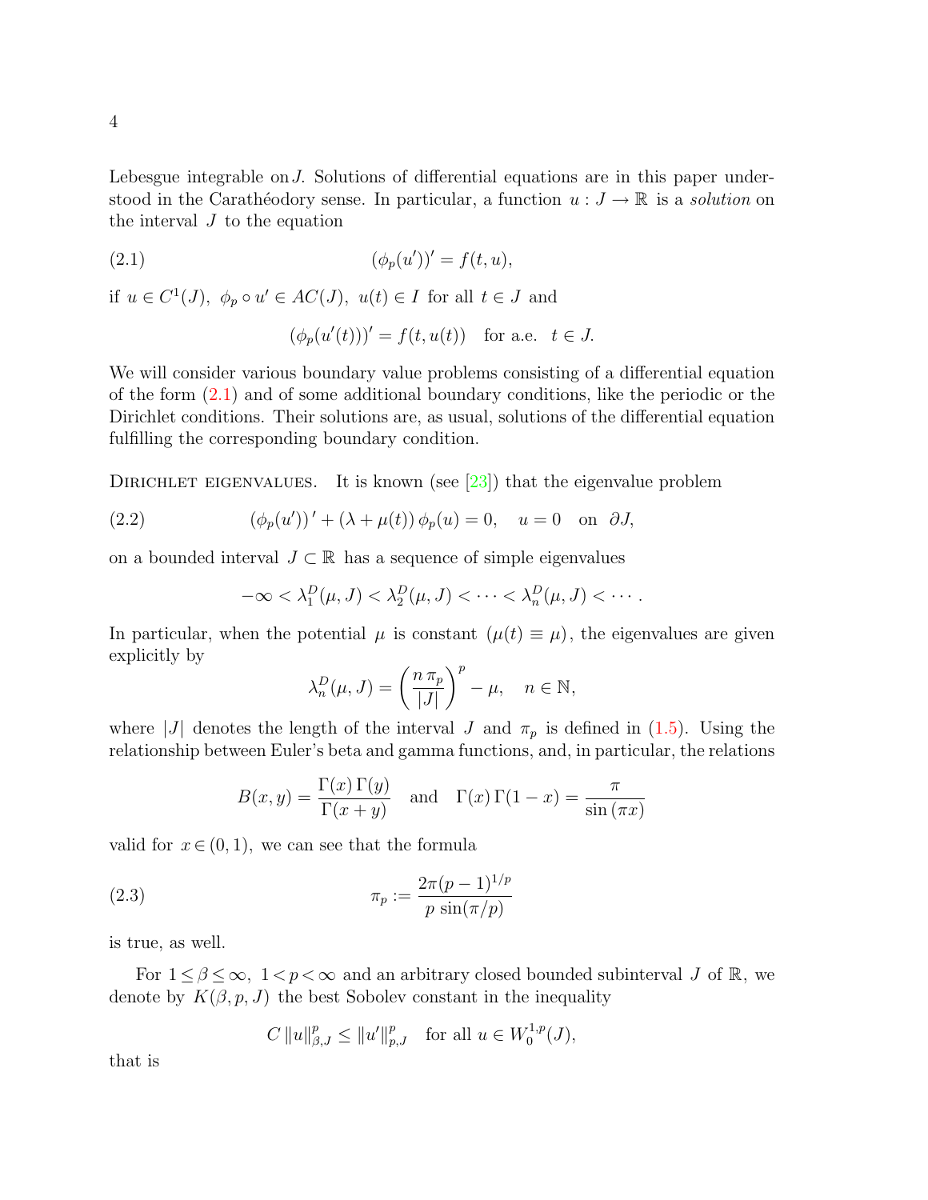Lebesgue integrable on $J$. Solutions of differential equations are in this paper understood in the Carathéodory sense. In particular, a function $u : J \to \mathbb{R}$ is a *solution* on the interval $J$ to the equation

$$(\phi_p(u'))' = f(t, u), \tag{2.1}$$

if $u \in C^1(J),\ \phi_p \circ u' \in AC(J),\ u(t) \in I$ for all $t \in J$ and

$$(\phi_p(u'(t)))' = f(t, u(t)) \quad \text{for a.e.} \quad t \in J.$$

We will consider various boundary value problems consisting of a differential equation of the form (2.1) and of some additional boundary conditions, like the periodic or the Dirichlet conditions. Their solutions are, as usual, solutions of the differential equation fulfilling the corresponding boundary condition.

Dirichlet eigenvalues. It is known (see [23]) that the eigenvalue problem

$$(\phi_p(u'))' + (\lambda + \mu(t))\, \phi_p(u) = 0, \quad u = 0 \quad \text{on} \ \ \partial J, \tag{2.2}$$

on a bounded interval $J \subset \mathbb{R}$ has a sequence of simple eigenvalues

$$-\infty < \lambda_1^D(\mu, J) < \lambda_2^D(\mu, J) < \cdots < \lambda_n^D(\mu, J) < \cdots .$$

In particular, when the potential $\mu$ is constant ($\mu(t) \equiv \mu$), the eigenvalues are given explicitly by

$$\lambda_n^D(\mu, J) = \left(\frac{n\, \pi_p}{|J|}\right)^p - \mu, \quad n \in \mathbb{N},$$

where $|J|$ denotes the length of the interval $J$ and $\pi_p$ is defined in (1.5). Using the relationship between Euler's beta and gamma functions, and, in particular, the relations

$$B(x, y) = \frac{\Gamma(x)\, \Gamma(y)}{\Gamma(x + y)} \quad \text{and} \quad \Gamma(x)\, \Gamma(1 - x) = \frac{\pi}{\sin(\pi x)}$$

valid for $x \in (0, 1)$, we can see that the formula

$$\pi_p := \frac{2\pi (p-1)^{1/p}}{p\, \sin(\pi/p)} \tag{2.3}$$

is true, as well.

For $1 \le \beta \le \infty,\ 1 < p < \infty$ and an arbitrary closed bounded subinterval $J$ of $\mathbb{R}$, we denote by $K(\beta, p, J)$ the best Sobolev constant in the inequality

$$C\, \|u\|_{\beta,J}^p \le \|u'\|_{p,J}^p \quad \text{for all } u \in W_0^{1,p}(J),$$

that is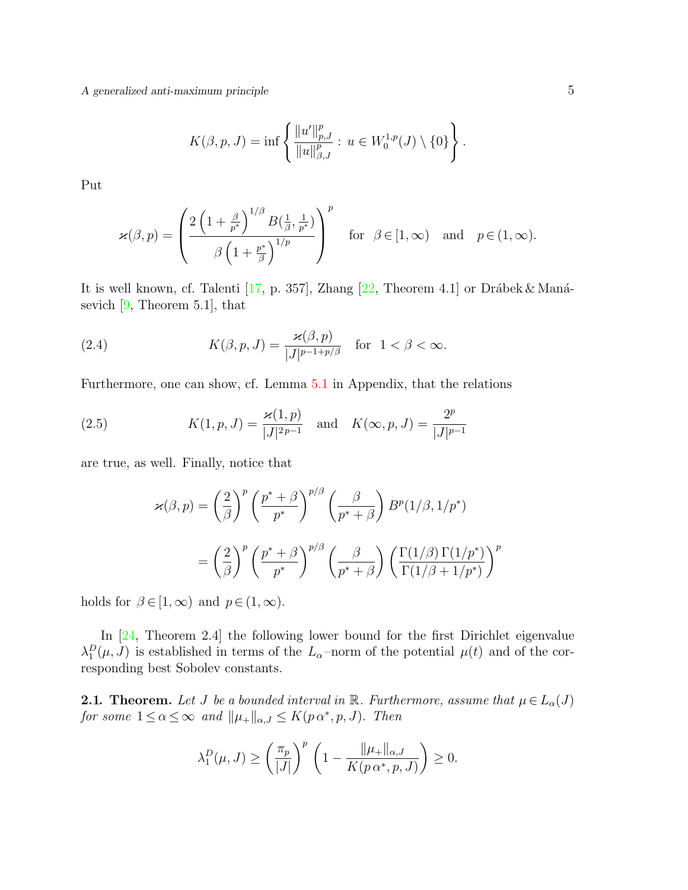$$K(\beta,p,J) = \inf\left\{\frac{\|u'\|_{p,J}^p}{\|u\|_{\beta,J}^p} :\, u\in W_0^{1,p}(J)\setminus\{0\}\right\}.$$

Put

$$\varkappa(\beta,p) = \left(\frac{2\left(1+\frac{\beta}{p^*}\right)^{1/\beta} B(\frac{1}{\beta},\frac{1}{p^*})}{\beta\left(1+\frac{p^*}{\beta}\right)^{1/p}}\right)^p \quad \text{for } \ \beta\in[1,\infty) \quad \text{and} \quad p\in(1,\infty).$$

It is well known, cf. Talenti [17, p. 357], Zhang [22, Theorem 4.1] or Drábek & Manásevich [9, Theorem 5.1], that

$$K(\beta,p,J) = \frac{\varkappa(\beta,p)}{|J|^{p-1+p/\beta}} \quad \text{for } \ 1<\beta<\infty. \tag{2.4}$$

Furthermore, one can show, cf. Lemma 5.1 in Appendix, that the relations

$$K(1,p,J) = \frac{\varkappa(1,p)}{|J|^{2p-1}} \quad \text{and} \quad K(\infty,p,J) = \frac{2^p}{|J|^{p-1}} \tag{2.5}$$

are true, as well. Finally, notice that

$$\begin{aligned}
\varkappa(\beta,p) &= \left(\frac{2}{\beta}\right)^p \left(\frac{p^*+\beta}{p^*}\right)^{p/\beta}\left(\frac{\beta}{p^*+\beta}\right) B^p(1/\beta,1/p^*)\\
&= \left(\frac{2}{\beta}\right)^p \left(\frac{p^*+\beta}{p^*}\right)^{p/\beta}\left(\frac{\beta}{p^*+\beta}\right)\left(\frac{\Gamma(1/\beta)\,\Gamma(1/p^*)}{\Gamma(1/\beta+1/p^*)}\right)^p
\end{aligned}$$

holds for $\beta\in[1,\infty)$ and $p\in(1,\infty)$.

In [24, Theorem 2.4] the following lower bound for the first Dirichlet eigenvalue $\lambda_1^D(\mu,J)$ is established in terms of the $L_\alpha$–norm of the potential $\mu(t)$ and of the corresponding best Sobolev constants.

**2.1. Theorem.** *Let $J$ be a bounded interval in $\mathbb{R}$. Furthermore, assume that $\mu\in L_\alpha(J)$ for some $1\le\alpha\le\infty$ and $\|\mu_+\|_{\alpha,J}\le K(p\,\alpha^*,p,J)$. Then*

$$\lambda_1^D(\mu,J) \ge \left(\frac{\pi_p}{|J|}\right)^p\left(1-\frac{\|\mu_+\|_{\alpha,J}}{K(p\,\alpha^*,p,J)}\right)\ge 0.$$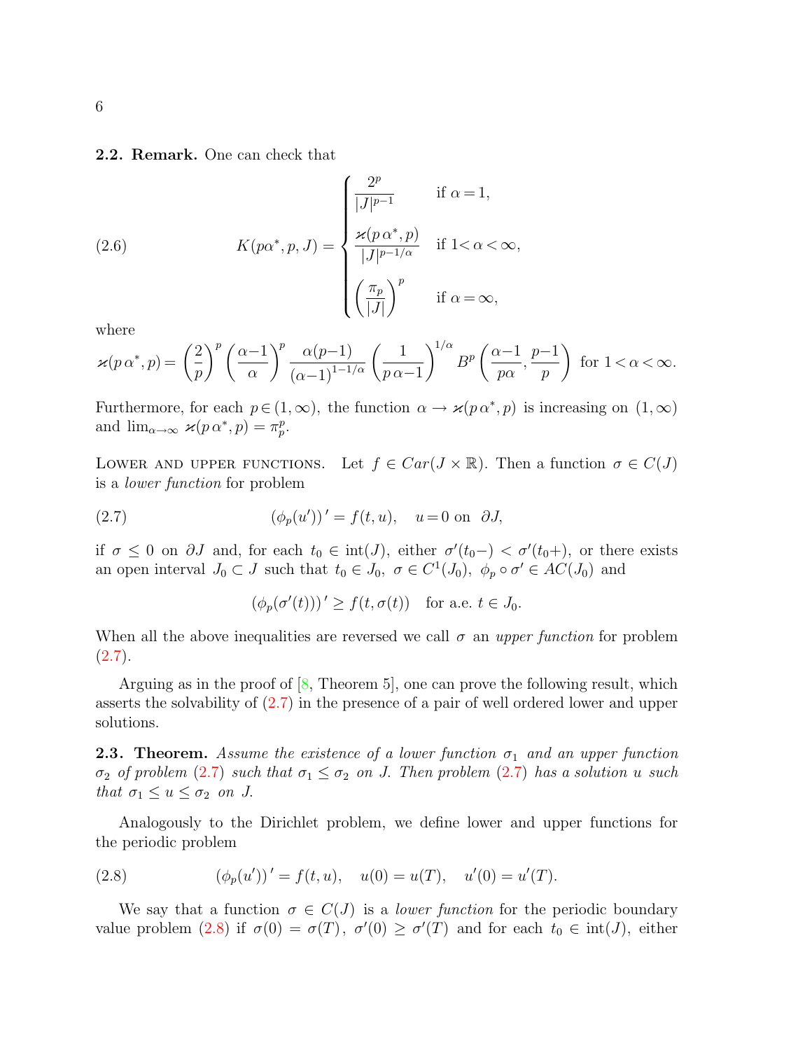**2.2. Remark.** One can check that

$$K(p\alpha^*, p, J) = \begin{cases} \dfrac{2^p}{|J|^{p-1}} & \text{if } \alpha = 1, \\[2mm] \dfrac{\varkappa(p\,\alpha^*, p)}{|J|^{p-1/\alpha}} & \text{if } 1 < \alpha < \infty, \\[2mm] \left(\dfrac{\pi_p}{|J|}\right)^p & \text{if } \alpha = \infty, \end{cases} \tag{2.6}$$

where

$$\varkappa(p\,\alpha^*, p) = \left(\frac{2}{p}\right)^p \left(\frac{\alpha-1}{\alpha}\right)^p \frac{\alpha(p-1)}{(\alpha-1)^{1-1/\alpha}} \left(\frac{1}{p\,\alpha-1}\right)^{1/\alpha} B^p\left(\frac{\alpha-1}{p\alpha}, \frac{p-1}{p}\right) \text{ for } 1 < \alpha < \infty.$$

Furthermore, for each $p \in (1, \infty)$, the function $\alpha \to \varkappa(p\,\alpha^*, p)$ is increasing on $(1, \infty)$ and $\lim_{\alpha\to\infty} \varkappa(p\,\alpha^*, p) = \pi_p^p$.

Lower and upper functions. Let $f \in Car(J \times \mathbb{R})$. Then a function $\sigma \in C(J)$ is a *lower function* for problem

$$(\phi_p(u'))' = f(t, u), \quad u = 0 \text{ on } \partial J, \tag{2.7}$$

if $\sigma \le 0$ on $\partial J$ and, for each $t_0 \in \text{int}(J)$, either $\sigma'(t_0-) < \sigma'(t_0+)$, or there exists an open interval $J_0 \subset J$ such that $t_0 \in J_0$, $\sigma \in C^1(J_0)$, $\phi_p \circ \sigma' \in AC(J_0)$ and

$$(\phi_p(\sigma'(t)))' \ge f(t, \sigma(t)) \quad \text{for a.e. } t \in J_0.$$

When all the above inequalities are reversed we call $\sigma$ an *upper function* for problem (2.7).

Arguing as in the proof of [8, Theorem 5], one can prove the following result, which asserts the solvability of (2.7) in the presence of a pair of well ordered lower and upper solutions.

**2.3. Theorem.** *Assume the existence of a lower function $\sigma_1$ and an upper function $\sigma_2$ of problem (2.7) such that $\sigma_1 \le \sigma_2$ on $J$. Then problem (2.7) has a solution $u$ such that $\sigma_1 \le u \le \sigma_2$ on $J$.*

Analogously to the Dirichlet problem, we define lower and upper functions for the periodic problem

$$(\phi_p(u'))' = f(t, u), \quad u(0) = u(T), \quad u'(0) = u'(T). \tag{2.8}$$

We say that a function $\sigma \in C(J)$ is a *lower function* for the periodic boundary value problem (2.8) if $\sigma(0) = \sigma(T)$, $\sigma'(0) \ge \sigma'(T)$ and for each $t_0 \in \text{int}(J)$, either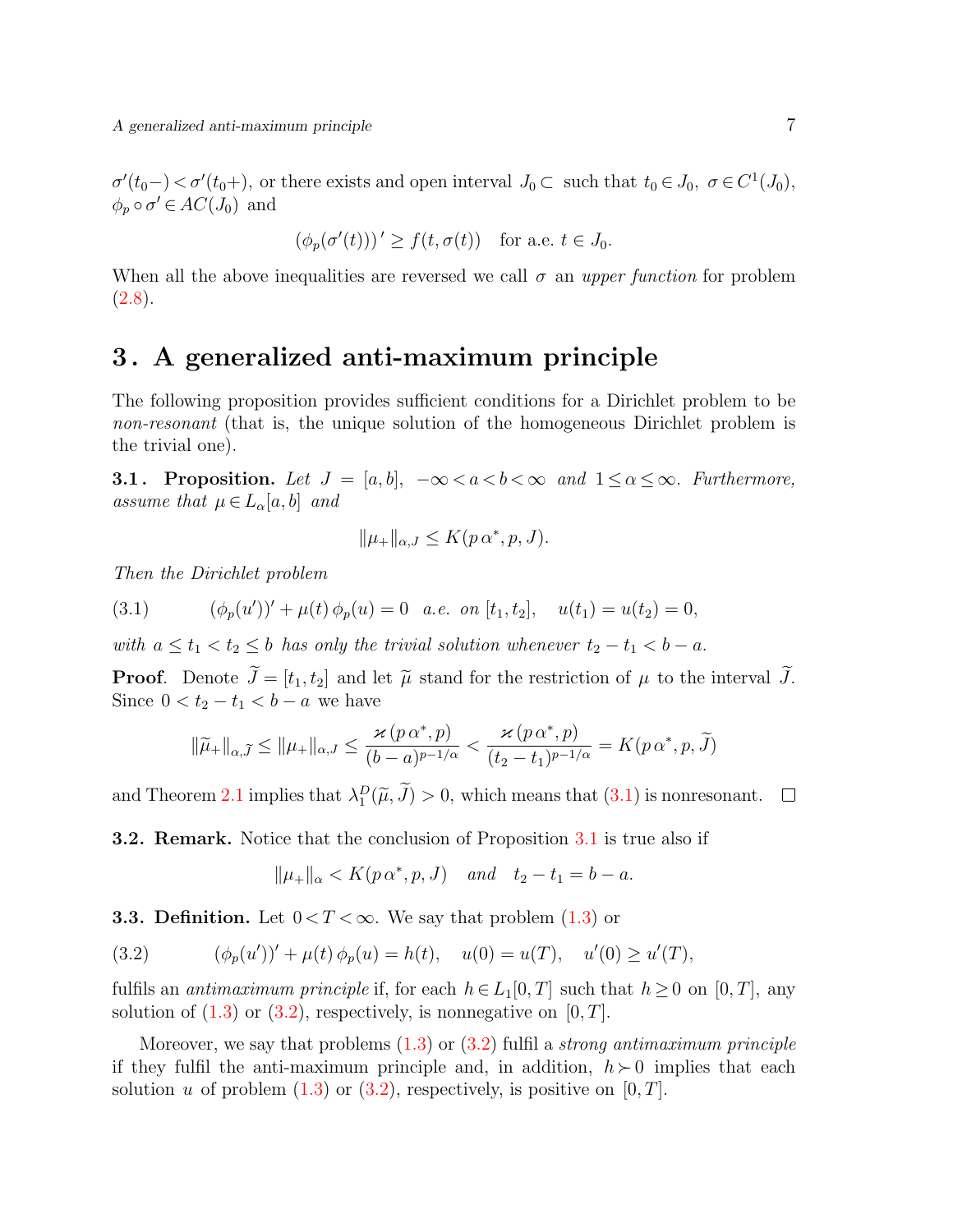$\sigma'(t_0-) < \sigma'(t_0+)$, or there exists and open interval $J_0 \subset$ such that $t_0 \in J_0$, $\sigma \in C^1(J_0)$, $\phi_p \circ \sigma' \in AC(J_0)$ and

$$(\phi_p(\sigma'(t)))' \geq f(t, \sigma(t)) \quad \text{for a.e. } t \in J_0.$$

When all the above inequalities are reversed we call $\sigma$ an *upper function* for problem (2.8).

## 3. A generalized anti-maximum principle

The following proposition provides sufficient conditions for a Dirichlet problem to be *non-resonant* (that is, the unique solution of the homogeneous Dirichlet problem is the trivial one).

**3.1. Proposition.** *Let $J = [a, b]$, $-\infty < a < b < \infty$ and $1 \leq \alpha \leq \infty$. Furthermore, assume that $\mu \in L_\alpha[a, b]$ and*

$$\|\mu_+\|_{\alpha,J} \leq K(p\,\alpha^*, p, J).$$

*Then the Dirichlet problem*

$$(\phi_p(u'))' + \mu(t)\,\phi_p(u) = 0 \quad \text{a.e. on } [t_1, t_2], \quad u(t_1) = u(t_2) = 0, \tag{3.1}$$

*with $a \leq t_1 < t_2 \leq b$ has only the trivial solution whenever $t_2 - t_1 < b - a$.*

**Proof**. Denote $\widetilde{J} = [t_1, t_2]$ and let $\widetilde{\mu}$ stand for the restriction of $\mu$ to the interval $\widetilde{J}$. Since $0 < t_2 - t_1 < b - a$ we have

$$\|\widetilde{\mu}_+\|_{\alpha,\widetilde{J}} \leq \|\mu_+\|_{\alpha,J} \leq \frac{\varkappa(p\,\alpha^*, p)}{(b-a)^{p-1/\alpha}} < \frac{\varkappa(p\,\alpha^*, p)}{(t_2-t_1)^{p-1/\alpha}} = K(p\,\alpha^*, p, \widetilde{J})$$

and Theorem 2.1 implies that $\lambda_1^D(\widetilde{\mu}, \widetilde{J}) > 0$, which means that (3.1) is nonresonant. □

**3.2. Remark.** Notice that the conclusion of Proposition 3.1 is true also if

$$\|\mu_+\|_\alpha < K(p\,\alpha^*, p, J) \quad \text{and} \quad t_2 - t_1 = b - a.$$

**3.3. Definition.** Let $0 < T < \infty$. We say that problem (1.3) or

$$(\phi_p(u'))' + \mu(t)\,\phi_p(u) = h(t), \quad u(0) = u(T), \quad u'(0) \geq u'(T), \tag{3.2}$$

fulfils an *antimaximum principle* if, for each $h \in L_1[0, T]$ such that $h \geq 0$ on $[0, T]$, any solution of (1.3) or (3.2), respectively, is nonnegative on $[0, T]$.

Moreover, we say that problems (1.3) or (3.2) fulfil a *strong antimaximum principle* if they fulfil the anti-maximum principle and, in addition, $h \succ 0$ implies that each solution $u$ of problem (1.3) or (3.2), respectively, is positive on $[0, T]$.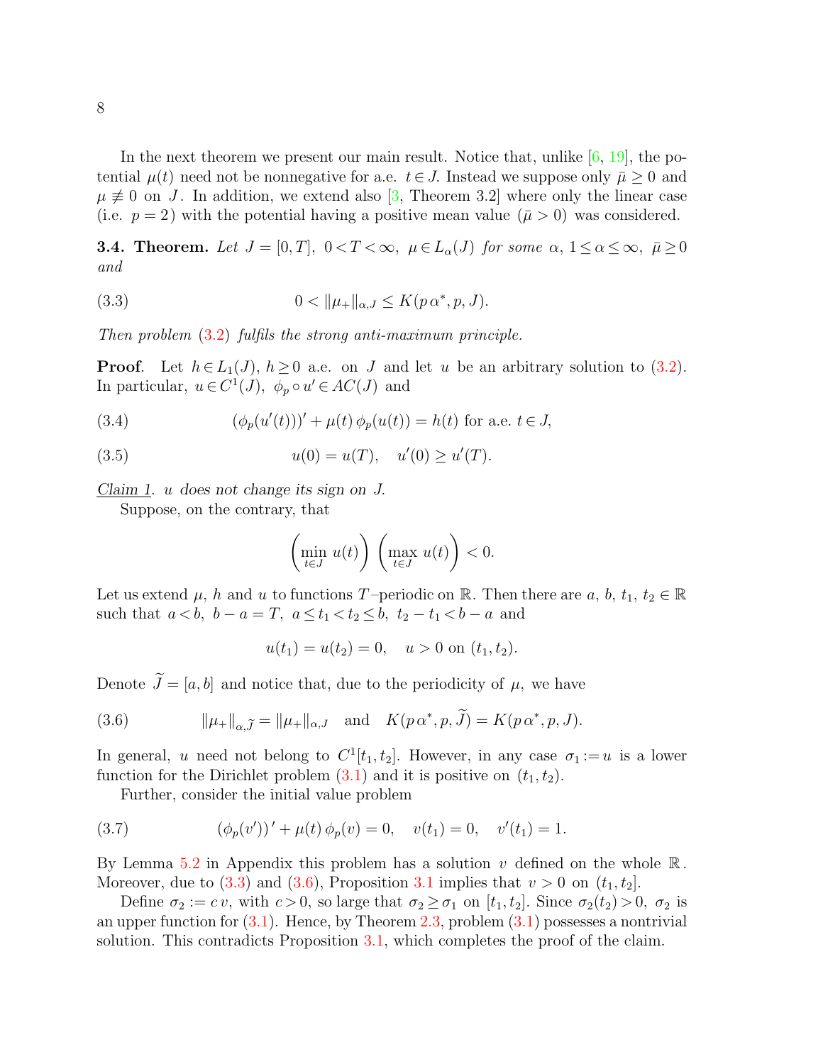In the next theorem we present our main result. Notice that, unlike [6, 19], the potential $\mu(t)$ need not be nonnegative for a.e. $t \in J$. Instead we suppose only $\bar\mu \ge 0$ and $\mu \not\equiv 0$ on $J$. In addition, we extend also [3, Theorem 3.2] where only the linear case (i.e. $p=2$) with the potential having a positive mean value ($\bar\mu > 0$) was considered.

**3.4. Theorem.** *Let $J=[0,T]$, $0<T<\infty$, $\mu \in L_\alpha(J)$ for some $\alpha$, $1 \le \alpha \le \infty$, $\bar\mu \ge 0$ and*

$$0 < \|\mu_+\|_{\alpha,J} \le K(p\,\alpha^*, p, J). \tag{3.3}$$

*Then problem (3.2) fulfils the strong anti-maximum principle.*

**Proof**. Let $h \in L_1(J)$, $h \ge 0$ a.e. on $J$ and let $u$ be an arbitrary solution to (3.2). In particular, $u \in C^1(J)$, $\phi_p \circ u' \in AC(J)$ and

$$(\phi_p(u'(t)))' + \mu(t)\,\phi_p(u(t)) = h(t) \text{ for a.e. } t \in J, \tag{3.4}$$

$$u(0) = u(T), \quad u'(0) \ge u'(T). \tag{3.5}$$

<u>Claim 1</u>. *$u$ does not change its sign on $J$.*

Suppose, on the contrary, that

$$\left(\min_{t\in J} u(t)\right)\left(\max_{t \in J} u(t)\right) < 0.$$

Let us extend $\mu$, $h$ and $u$ to functions $T$–periodic on $\mathbb{R}$. Then there are $a$, $b$, $t_1$, $t_2 \in \mathbb{R}$ such that $a<b$, $b-a=T$, $a \le t_1 < t_2 \le b$, $t_2 - t_1 < b-a$ and

$$u(t_1) = u(t_2) = 0, \quad u > 0 \text{ on } (t_1, t_2).$$

Denote $\widetilde J = [a,b]$ and notice that, due to the periodicity of $\mu$, we have

$$\|\mu_+\|_{\alpha,\widetilde J} = \|\mu_+\|_{\alpha,J} \quad \text{and} \quad K(p\,\alpha^*, p, \widetilde J) = K(p\,\alpha^*, p, J). \tag{3.6}$$

In general, $u$ need not belong to $C^1[t_1,t_2]$. However, in any case $\sigma_1 := u$ is a lower function for the Dirichlet problem (3.1) and it is positive on $(t_1,t_2)$.

Further, consider the initial value problem

$$(\phi_p(v'))' + \mu(t)\,\phi_p(v) = 0, \quad v(t_1) = 0, \quad v'(t_1) = 1. \tag{3.7}$$

By Lemma 5.2 in Appendix this problem has a solution $v$ defined on the whole $\mathbb{R}$. Moreover, due to (3.3) and (3.6), Proposition 3.1 implies that $v > 0$ on $(t_1, t_2]$.

Define $\sigma_2 := c\,v$, with $c>0$, so large that $\sigma_2 \ge \sigma_1$ on $[t_1,t_2]$. Since $\sigma_2(t_2) > 0$, $\sigma_2$ is an upper function for (3.1). Hence, by Theorem 2.3, problem (3.1) possesses a nontrivial solution. This contradicts Proposition 3.1, which completes the proof of the claim.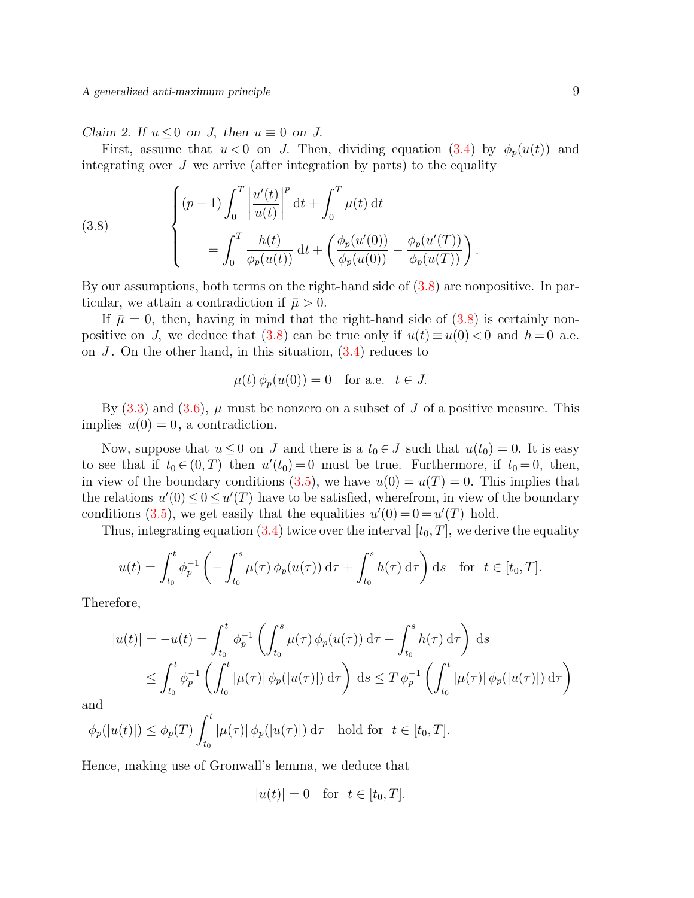*Claim 2. If $u \le 0$ on $J$, then $u \equiv 0$ on $J$.*

First, assume that $u < 0$ on $J$. Then, dividing equation (3.4) by $\phi_p(u(t))$ and integrating over $J$ we arrive (after integration by parts) to the equality

$$
\tag{3.8}
\begin{cases}
(p-1)\displaystyle\int_0^T \left|\frac{u'(t)}{u(t)}\right|^p \mathrm{d}t + \int_0^T \mu(t)\,\mathrm{d}t \\[2ex]
\qquad = \displaystyle\int_0^T \frac{h(t)}{\phi_p(u(t))}\,\mathrm{d}t + \left(\frac{\phi_p(u'(0))}{\phi_p(u(0))} - \frac{\phi_p(u'(T))}{\phi_p(u(T))}\right).
\end{cases}
$$

By our assumptions, both terms on the right-hand side of (3.8) are nonpositive. In particular, we attain a contradiction if $\bar{\mu} > 0$.

If $\bar{\mu} = 0$, then, having in mind that the right-hand side of (3.8) is certainly nonpositive on $J$, we deduce that (3.8) can be true only if $u(t) \equiv u(0) < 0$ and $h = 0$ a.e. on $J$. On the other hand, in this situation, (3.4) reduces to

$$
\mu(t)\,\phi_p(u(0)) = 0 \quad \text{for a.e. } \; t \in J.
$$

By (3.3) and (3.6), $\mu$ must be nonzero on a subset of $J$ of a positive measure. This implies $u(0) = 0$, a contradiction.

Now, suppose that $u \le 0$ on $J$ and there is a $t_0 \in J$ such that $u(t_0) = 0$. It is easy to see that if $t_0 \in (0,T)$ then $u'(t_0) = 0$ must be true. Furthermore, if $t_0 = 0$, then, in view of the boundary conditions (3.5), we have $u(0) = u(T) = 0$. This implies that the relations $u'(0) \le 0 \le u'(T)$ have to be satisfied, wherefrom, in view of the boundary conditions (3.5), we get easily that the equalities $u'(0) = 0 = u'(T)$ hold.

Thus, integrating equation (3.4) twice over the interval $[t_0, T]$, we derive the equality

$$
u(t) = \int_{t_0}^t \phi_p^{-1}\left(-\int_{t_0}^s \mu(\tau)\,\phi_p(u(\tau))\,\mathrm{d}\tau + \int_{t_0}^s h(\tau)\,\mathrm{d}\tau\right)\mathrm{d}s \quad \text{for } \; t \in [t_0, T].
$$

Therefore,

$$
\begin{aligned}
|u(t)| = -u(t) &= \int_{t_0}^t \phi_p^{-1}\left(\int_{t_0}^s \mu(\tau)\,\phi_p(u(\tau))\,\mathrm{d}\tau - \int_{t_0}^s h(\tau)\,\mathrm{d}\tau\right)\,\mathrm{d}s \\
&\le \int_{t_0}^t \phi_p^{-1}\left(\int_{t_0}^t |\mu(\tau)|\,\phi_p(|u(\tau)|)\,\mathrm{d}\tau\right)\,\mathrm{d}s \le T\,\phi_p^{-1}\left(\int_{t_0}^t |\mu(\tau)|\,\phi_p(|u(\tau)|)\,\mathrm{d}\tau\right)
\end{aligned}
$$

and

$$
\phi_p(|u(t)|) \le \phi_p(T)\int_{t_0}^t |\mu(\tau)|\,\phi_p(|u(\tau)|)\,\mathrm{d}\tau \quad \text{hold for } \; t \in [t_0, T].
$$

Hence, making use of Gronwall's lemma, we deduce that

$$
|u(t)| = 0 \quad \text{for } \; t \in [t_0, T].
$$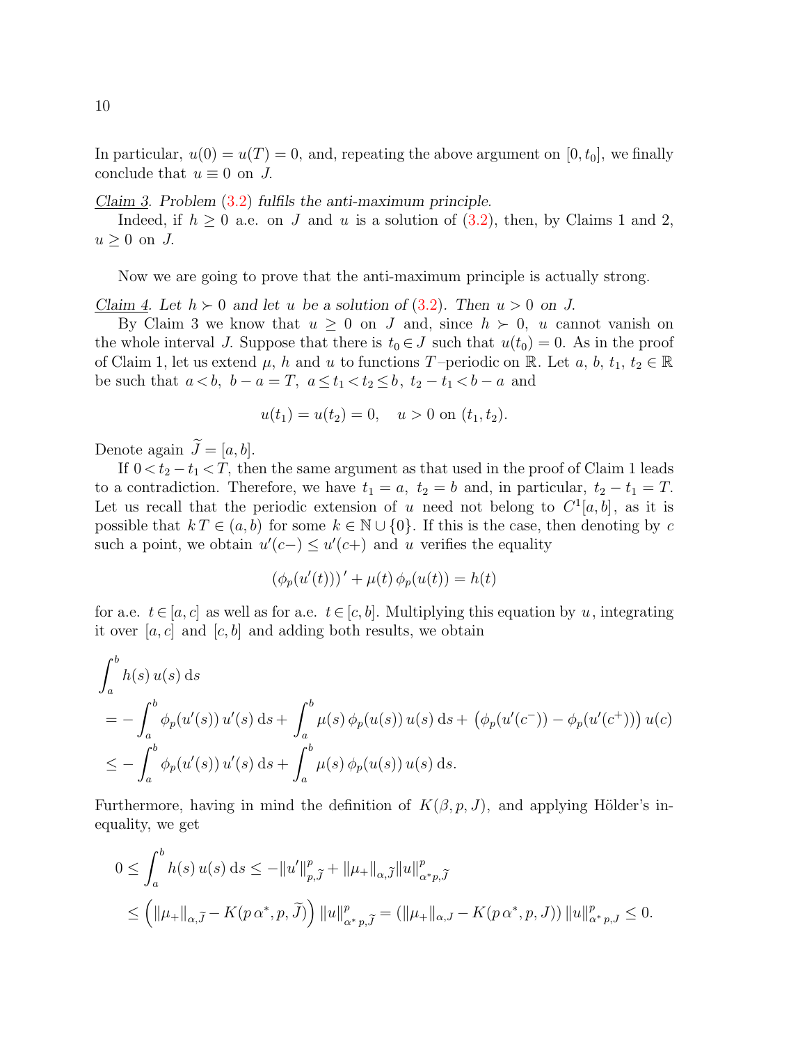In particular, $u(0) = u(T) = 0$, and, repeating the above argument on $[0, t_0]$, we finally conclude that $u \equiv 0$ on $J$.

<u>Claim 3</u>. *Problem (3.2) fulfils the anti-maximum principle.*

Indeed, if $h \geq 0$ a.e. on $J$ and $u$ is a solution of (3.2), then, by Claims 1 and 2, $u \geq 0$ on $J$.

Now we are going to prove that the anti-maximum principle is actually strong.

<u>Claim 4</u>. *Let $h \succ 0$ and let $u$ be a solution of (3.2). Then $u > 0$ on $J$.*

By Claim 3 we know that $u \geq 0$ on $J$ and, since $h \succ 0$, $u$ cannot vanish on the whole interval $J$. Suppose that there is $t_0 \in J$ such that $u(t_0) = 0$. As in the proof of Claim 1, let us extend $\mu$, $h$ and $u$ to functions $T$–periodic on $\mathbb{R}$. Let $a, b, t_1, t_2 \in \mathbb{R}$ be such that $a < b$, $b - a = T$, $a \leq t_1 < t_2 \leq b$, $t_2 - t_1 < b - a$ and

$$u(t_1) = u(t_2) = 0, \quad u > 0 \text{ on } (t_1, t_2).$$

Denote again $\widetilde{J} = [a, b]$.

If $0 < t_2 - t_1 < T$, then the same argument as that used in the proof of Claim 1 leads to a contradiction. Therefore, we have $t_1 = a$, $t_2 = b$ and, in particular, $t_2 - t_1 = T$. Let us recall that the periodic extension of $u$ need not belong to $C^1[a, b]$, as it is possible that $k\,T \in (a, b)$ for some $k \in \mathbb{N} \cup \{0\}$. If this is the case, then denoting by $c$ such a point, we obtain $u'(c-) \leq u'(c+)$ and $u$ verifies the equality

$$(\phi_p(u'(t)))' + \mu(t)\,\phi_p(u(t)) = h(t)$$

for a.e. $t \in [a, c]$ as well as for a.e. $t \in [c, b]$. Multiplying this equation by $u$, integrating it over $[a, c]$ and $[c, b]$ and adding both results, we obtain

$$\begin{aligned}
&\int_a^b h(s)\,u(s)\,\mathrm{d}s \\
&= -\int_a^b \phi_p(u'(s))\,u'(s)\,\mathrm{d}s + \int_a^b \mu(s)\,\phi_p(u(s))\,u(s)\,\mathrm{d}s + \big(\phi_p(u'(c^-)) - \phi_p(u'(c^+))\big)\,u(c) \\
&\leq -\int_a^b \phi_p(u'(s))\,u'(s)\,\mathrm{d}s + \int_a^b \mu(s)\,\phi_p(u(s))\,u(s)\,\mathrm{d}s.
\end{aligned}$$

Furthermore, having in mind the definition of $K(\beta, p, J)$, and applying Hölder's inequality, we get

$$\begin{aligned}
0 &\leq \int_a^b h(s)\,u(s)\,\mathrm{d}s \leq -\|u'\|^p_{p,\widetilde{J}} + \|\mu_+\|_{\alpha,\widetilde{J}} \|u\|^p_{\alpha^* p,\widetilde{J}} \\
&\leq \Big(\|\mu_+\|_{\alpha,\widetilde{J}} - K(p\,\alpha^*, p, \widetilde{J})\Big)\,\|u\|^p_{\alpha^* p,\widetilde{J}} = \left(\|\mu_+\|_{\alpha,J} - K(p\,\alpha^*, p, J)\right)\|u\|^p_{\alpha^* p,J} \leq 0.
\end{aligned}$$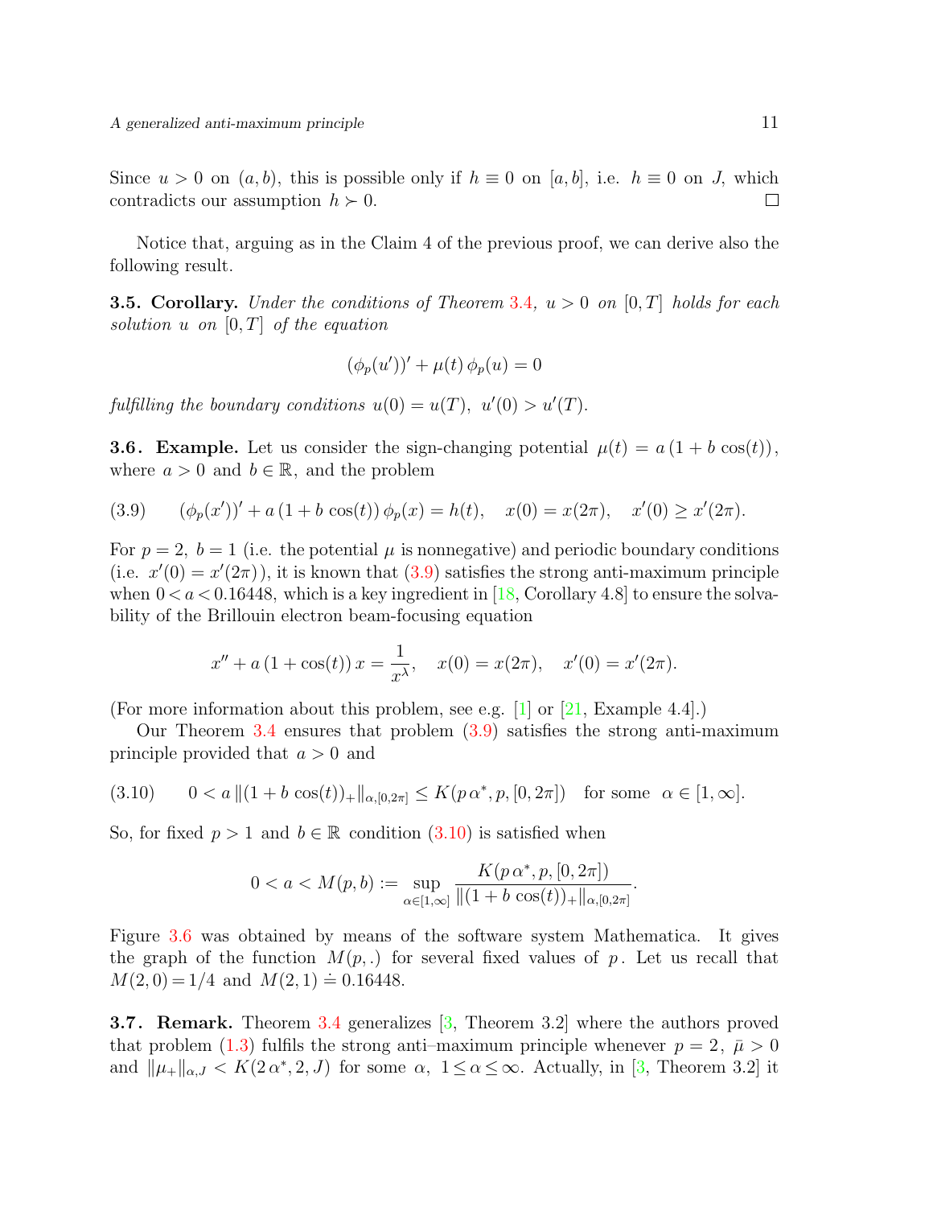Since $u > 0$ on $(a, b)$, this is possible only if $h \equiv 0$ on $[a, b]$, i.e. $h \equiv 0$ on $J$, which contradicts our assumption $h \succ 0$. $\square$

Notice that, arguing as in the Claim 4 of the previous proof, we can derive also the following result.

**3.5. Corollary.** *Under the conditions of Theorem 3.4, $u > 0$ on $[0, T]$ holds for each solution $u$ on $[0, T]$ of the equation*

$$(\phi_p(u'))' + \mu(t)\, \phi_p(u) = 0$$

*fulfilling the boundary conditions $u(0) = u(T),\ u'(0) > u'(T)$.*

**3.6. Example.** Let us consider the sign-changing potential $\mu(t) = a\,(1 + b\,\cos(t))$, where $a > 0$ and $b \in \mathbb{R}$, and the problem

$$(\phi_p(x'))' + a\,(1 + b\,\cos(t))\, \phi_p(x) = h(t), \quad x(0) = x(2\pi), \quad x'(0) \geq x'(2\pi). \tag{3.9}$$

For $p = 2,\ b = 1$ (i.e. the potential $\mu$ is nonnegative) and periodic boundary conditions (i.e. $x'(0) = x'(2\pi)$), it is known that (3.9) satisfies the strong anti-maximum principle when $0 < a < 0.16448$, which is a key ingredient in [18, Corollary 4.8] to ensure the solvability of the Brillouin electron beam-focusing equation

$$x'' + a\,(1 + \cos(t))\, x = \frac{1}{x^{\lambda}}, \quad x(0) = x(2\pi), \quad x'(0) = x'(2\pi).$$

(For more information about this problem, see e.g. [1] or [21, Example 4.4].)

Our Theorem 3.4 ensures that problem (3.9) satisfies the strong anti-maximum principle provided that $a > 0$ and

$$0 < a\, \|(1 + b\,\cos(t))_+\|_{\alpha,[0,2\pi]} \leq K(p\,\alpha^*, p, [0, 2\pi]) \quad \text{for some} \ \ \alpha \in [1, \infty]. \tag{3.10}$$

So, for fixed $p > 1$ and $b \in \mathbb{R}$ condition (3.10) is satisfied when

$$0 < a < M(p, b) := \sup_{\alpha \in [1,\infty]} \frac{K(p\,\alpha^*, p, [0, 2\pi])}{\|(1 + b\,\cos(t))_+\|_{\alpha,[0,2\pi]}}.$$

Figure 3.6 was obtained by means of the software system Mathematica. It gives the graph of the function $M(p, .)$ for several fixed values of $p$. Let us recall that $M(2, 0) = 1/4$ and $M(2, 1) \doteq 0.16448$.

**3.7. Remark.** Theorem 3.4 generalizes [3, Theorem 3.2] where the authors proved that problem (1.3) fulfils the strong anti–maximum principle whenever $p = 2,\ \bar{\mu} > 0$ and $\|\mu_+\|_{\alpha,J} < K(2\,\alpha^*, 2, J)$ for some $\alpha,\ 1 \leq \alpha \leq \infty$. Actually, in [3, Theorem 3.2] it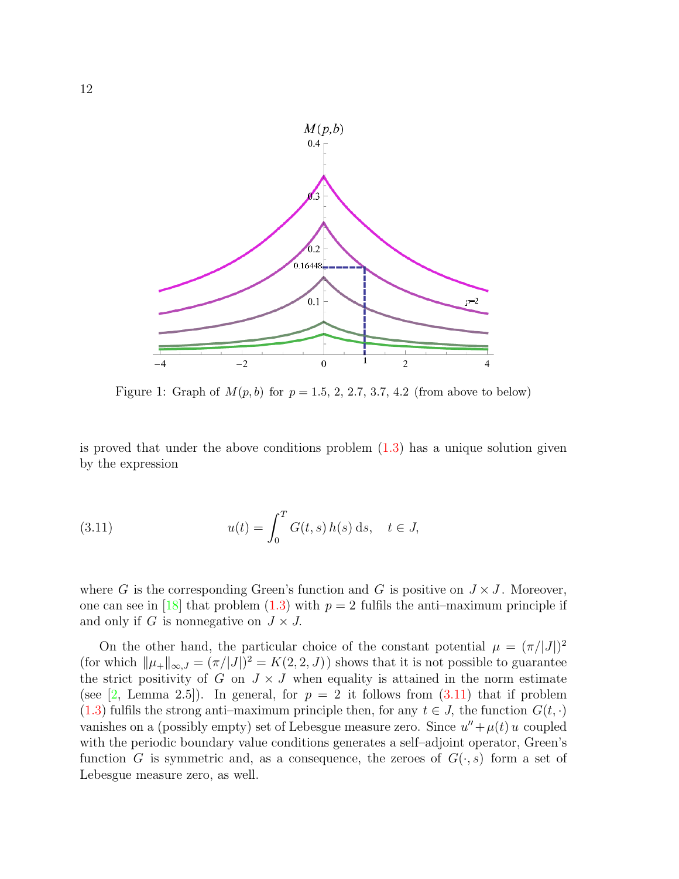Figure 1: Graph of $M(p,b)$ for $p = 1.5,\ 2,\ 2.7,\ 3.7,\ 4.2$ (from above to below)

is proved that under the above conditions problem (1.3) has a unique solution given by the expression

$$u(t) = \int_0^T G(t,s)\, h(s)\, \mathrm{d}s, \quad t \in J, \tag{3.11}$$

where $G$ is the corresponding Green's function and $G$ is positive on $J \times J$. Moreover, one can see in [18] that problem (1.3) with $p = 2$ fulfils the anti–maximum principle if and only if $G$ is nonnegative on $J \times J$.

On the other hand, the particular choice of the constant potential $\mu = (\pi/|J|)^2$ (for which $\|\mu_+\|_{\infty,J} = (\pi/|J|)^2 = K(2,2,J)$) shows that it is not possible to guarantee the strict positivity of $G$ on $J \times J$ when equality is attained in the norm estimate (see [2, Lemma 2.5]). In general, for $p = 2$ it follows from (3.11) that if problem (1.3) fulfils the strong anti–maximum principle then, for any $t \in J$, the function $G(t,\cdot)$ vanishes on a (possibly empty) set of Lebesgue measure zero. Since $u'' + \mu(t)\,u$ coupled with the periodic boundary value conditions generates a self–adjoint operator, Green's function $G$ is symmetric and, as a consequence, the zeroes of $G(\cdot,s)$ form a set of Lebesgue measure zero, as well.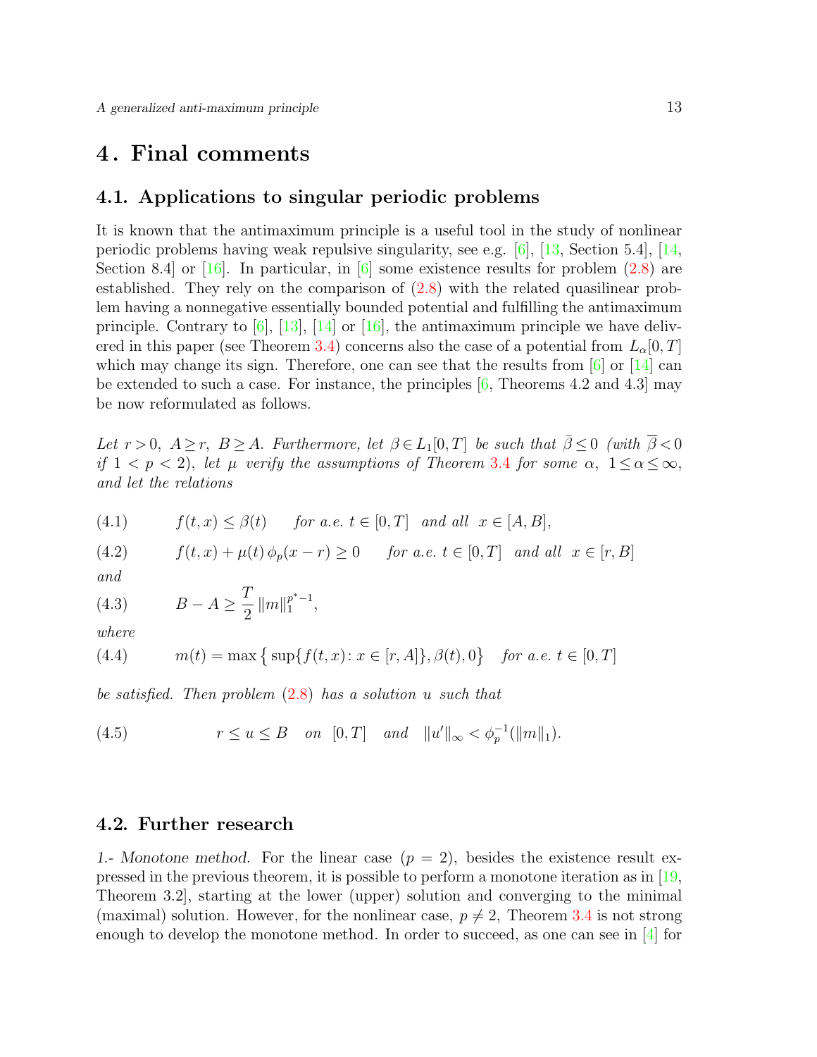## 4. Final comments

### 4.1. Applications to singular periodic problems

It is known that the antimaximum principle is a useful tool in the study of nonlinear periodic problems having weak repulsive singularity, see e.g. [6], [13, Section 5.4], [14, Section 8.4] or [16]. In particular, in [6] some existence results for problem (2.8) are established. They rely on the comparison of (2.8) with the related quasilinear problem having a nonnegative essentially bounded potential and fulfilling the antimaximum principle. Contrary to [6], [13], [14] or [16], the antimaximum principle we have delivered in this paper (see Theorem 3.4) concerns also the case of a potential from $L_\alpha[0,T]$ which may change its sign. Therefore, one can see that the results from [6] or [14] can be extended to such a case. For instance, the principles [6, Theorems 4.2 and 4.3] may be now reformulated as follows.

*Let $r>0$, $A\ge r$, $B\ge A$. Furthermore, let $\beta\in L_1[0,T]$ be such that $\bar\beta\le 0$ (with $\overline{\beta}<0$ if $1<p<2$), let $\mu$ verify the assumptions of Theorem 3.4 for some $\alpha$, $1\le\alpha\le\infty$, and let the relations*

$$f(t,x)\le\beta(t)\quad \text{for a.e. } t\in[0,T] \text{ and all } x\in[A,B], \tag{4.1}$$

$$f(t,x)+\mu(t)\,\phi_p(x-r)\ge 0\quad \text{for a.e. } t\in[0,T] \text{ and all } x\in[r,B] \tag{4.2}$$

*and*

$$B-A\ge\frac{T}{2}\,\|m\|_1^{p^*-1}, \tag{4.3}$$

*where*

$$m(t)=\max\big\{\sup\{f(t,x)\colon x\in[r,A]\},\beta(t),0\big\}\quad \text{for a.e. } t\in[0,T] \tag{4.4}$$

*be satisfied. Then problem (2.8) has a solution $u$ such that*

$$r\le u\le B\quad \text{on } [0,T] \quad \text{and} \quad \|u'\|_\infty<\phi_p^{-1}(\|m\|_1). \tag{4.5}$$

### 4.2. Further research

*1.- Monotone method.* For the linear case ($p=2$), besides the existence result expressed in the previous theorem, it is possible to perform a monotone iteration as in [19, Theorem 3.2], starting at the lower (upper) solution and converging to the minimal (maximal) solution. However, for the nonlinear case, $p\neq 2$, Theorem 3.4 is not strong enough to develop the monotone method. In order to succeed, as one can see in [4] for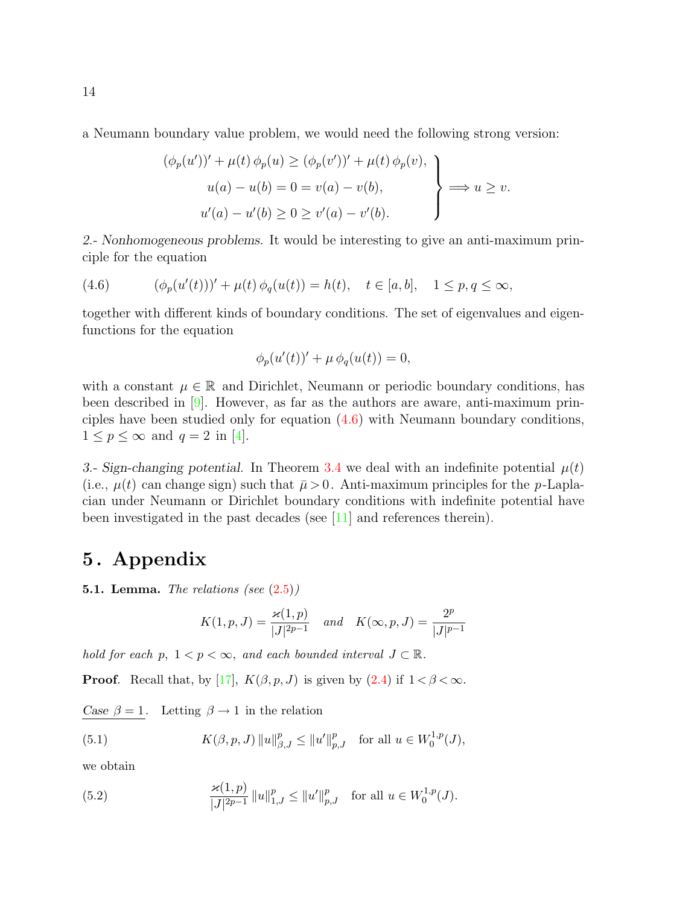a Neumann boundary value problem, we would need the following strong version:

$$\left.\begin{aligned}(\phi_p(u'))' + \mu(t)\,\phi_p(u) \geq (\phi_p(v'))' + \mu(t)\,\phi_p(v),\\ u(a) - u(b) = 0 = v(a) - v(b),\\ u'(a) - u'(b) \geq 0 \geq v'(a) - v'(b).\end{aligned}\right\} \Longrightarrow u \geq v.$$

*2.- Nonhomogeneous problems.* It would be interesting to give an anti-maximum principle for the equation

$$(\phi_p(u'(t)))' + \mu(t)\,\phi_q(u(t)) = h(t), \quad t \in [a,b], \quad 1 \leq p, q \leq \infty, \tag{4.6}$$

together with different kinds of boundary conditions. The set of eigenvalues and eigenfunctions for the equation

$$\phi_p(u'(t))' + \mu\,\phi_q(u(t)) = 0,$$

with a constant $\mu \in \mathbb{R}$ and Dirichlet, Neumann or periodic boundary conditions, has been described in [9]. However, as far as the authors are aware, anti-maximum principles have been studied only for equation (4.6) with Neumann boundary conditions, $1 \leq p \leq \infty$ and $q = 2$ in [4].

*3.- Sign-changing potential.* In Theorem 3.4 we deal with an indefinite potential $\mu(t)$ (i.e., $\mu(t)$ can change sign) such that $\bar{\mu} > 0$. Anti-maximum principles for the $p$-Laplacian under Neumann or Dirichlet boundary conditions with indefinite potential have been investigated in the past decades (see [11] and references therein).

# 5. Appendix

**5.1. Lemma.** *The relations (see (2.5))*

$$K(1,p,J) = \frac{\varkappa(1,p)}{|J|^{2p-1}} \quad \textit{and} \quad K(\infty,p,J) = \frac{2^p}{|J|^{p-1}}$$

*hold for each $p$, $1 < p < \infty$, and each bounded interval $J \subset \mathbb{R}$.*

**Proof**. Recall that, by [17], $K(\beta,p,J)$ is given by (2.4) if $1 < \beta < \infty$.

Case $\beta = 1$. Letting $\beta \to 1$ in the relation

$$K(\beta,p,J)\,\|u\|_{\beta,J}^p \leq \|u'\|_{p,J}^p \quad \text{for all } u \in W_0^{1,p}(J), \tag{5.1}$$

we obtain

$$\frac{\varkappa(1,p)}{|J|^{2p-1}}\,\|u\|_{1,J}^p \leq \|u'\|_{p,J}^p \quad \text{for all } u \in W_0^{1,p}(J). \tag{5.2}$$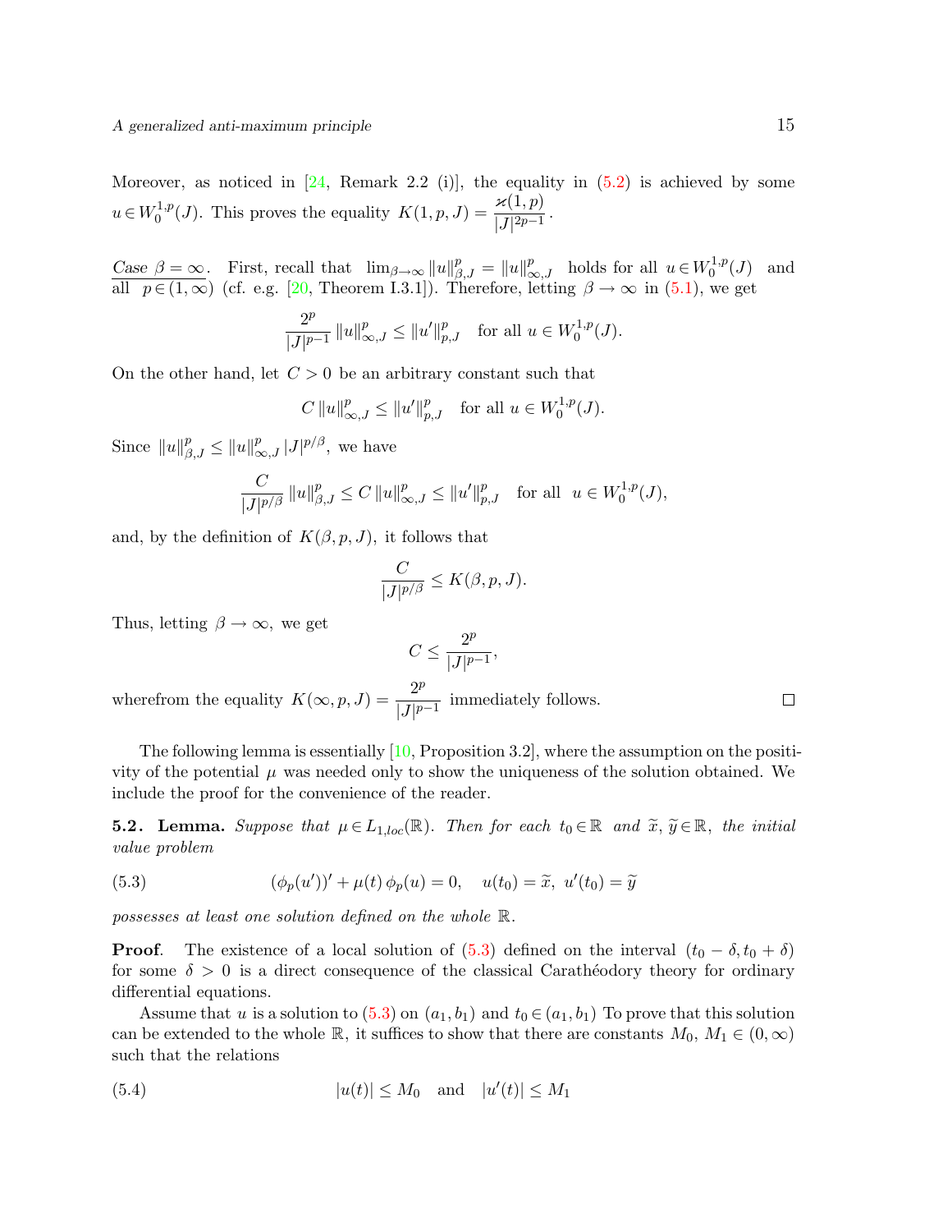Moreover, as noticed in [24, Remark 2.2 (i)], the equality in (5.2) is achieved by some $u \in W_0^{1,p}(J)$. This proves the equality $K(1,p,J) = \dfrac{\varkappa(1,p)}{|J|^{2p-1}}$.

<u>*Case* $\beta = \infty$</u>. First, recall that $\lim_{\beta\to\infty} \|u\|^p_{\beta,J} = \|u\|^p_{\infty,J}$ holds for all $u \in W_0^{1,p}(J)$ and all $p \in (1,\infty)$ (cf. e.g. [20, Theorem I.3.1]). Therefore, letting $\beta \to \infty$ in (5.1), we get

$$\frac{2^p}{|J|^{p-1}}\,\|u\|^p_{\infty,J} \le \|u'\|^p_{p,J} \quad \text{for all } u \in W_0^{1,p}(J).$$

On the other hand, let $C > 0$ be an arbitrary constant such that

$$C\,\|u\|^p_{\infty,J} \le \|u'\|^p_{p,J} \quad \text{for all } u \in W_0^{1,p}(J).$$

Since $\|u\|^p_{\beta,J} \le \|u\|^p_{\infty,J}\,|J|^{p/\beta}$, we have

$$\frac{C}{|J|^{p/\beta}}\,\|u\|^p_{\beta,J} \le C\,\|u\|^p_{\infty,J} \le \|u'\|^p_{p,J} \quad \text{for all } u \in W_0^{1,p}(J),$$

and, by the definition of $K(\beta,p,J)$, it follows that

$$\frac{C}{|J|^{p/\beta}} \le K(\beta,p,J).$$

Thus, letting $\beta \to \infty$, we get

$$C \le \frac{2^p}{|J|^{p-1}},$$

wherefrom the equality $K(\infty,p,J) = \dfrac{2^p}{|J|^{p-1}}$ immediately follows. $\square$

The following lemma is essentially [10, Proposition 3.2], where the assumption on the positivity of the potential $\mu$ was needed only to show the uniqueness of the solution obtained. We include the proof for the convenience of the reader.

**5.2. Lemma.** *Suppose that $\mu \in L_{1,loc}(\mathbb{R})$. Then for each $t_0 \in \mathbb{R}$ and $\widetilde{x}, \widetilde{y} \in \mathbb{R}$, the initial value problem*

$$(\phi_p(u'))' + \mu(t)\,\phi_p(u) = 0, \quad u(t_0) = \widetilde{x},\ u'(t_0) = \widetilde{y} \tag{5.3}$$

*possesses at least one solution defined on the whole $\mathbb{R}$.*

**Proof**. The existence of a local solution of (5.3) defined on the interval $(t_0 - \delta, t_0 + \delta)$ for some $\delta > 0$ is a direct consequence of the classical Carathéodory theory for ordinary differential equations.

Assume that $u$ is a solution to (5.3) on $(a_1, b_1)$ and $t_0 \in (a_1, b_1)$ To prove that this solution can be extended to the whole $\mathbb{R}$, it suffices to show that there are constants $M_0, M_1 \in (0,\infty)$ such that the relations

$$|u(t)| \le M_0 \quad \text{and} \quad |u'(t)| \le M_1 \tag{5.4}$$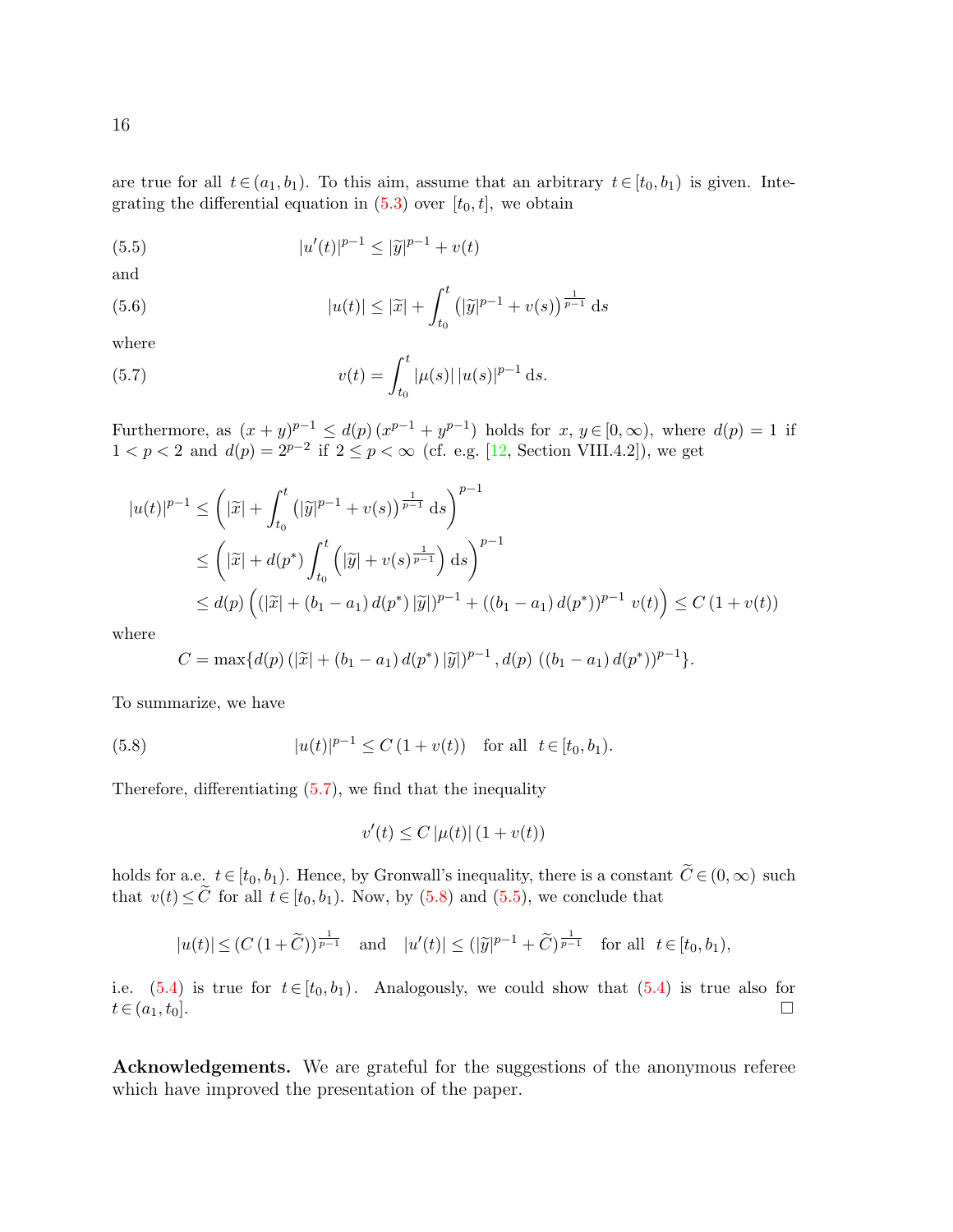are true for all $t \in (a_1, b_1)$. To this aim, assume that an arbitrary $t \in [t_0, b_1)$ is given. Integrating the differential equation in (5.3) over $[t_0, t]$, we obtain

$$|u'(t)|^{p-1} \le |\widetilde{y}|^{p-1} + v(t) \tag{5.5}$$

and

$$|u(t)| \le |\widetilde{x}| + \int_{t_0}^{t} \left(|\widetilde{y}|^{p-1} + v(s)\right)^{\frac{1}{p-1}} \mathrm{d}s \tag{5.6}$$

where

$$v(t) = \int_{t_0}^{t} |\mu(s)|\, |u(s)|^{p-1} \, \mathrm{d}s. \tag{5.7}$$

Furthermore, as $(x+y)^{p-1} \le d(p)\,(x^{p-1} + y^{p-1})$ holds for $x,\, y \in [0, \infty)$, where $d(p) = 1$ if $1 < p < 2$ and $d(p) = 2^{p-2}$ if $2 \le p < \infty$ (cf. e.g. [12, Section VIII.4.2]), we get

$$\begin{aligned}
|u(t)|^{p-1} &\le \left(|\widetilde{x}| + \int_{t_0}^{t} \left(|\widetilde{y}|^{p-1} + v(s)\right)^{\frac{1}{p-1}} \mathrm{d}s\right)^{p-1} \\
&\le \left(|\widetilde{x}| + d(p^*) \int_{t_0}^{t} \left(|\widetilde{y}| + v(s)^{\frac{1}{p-1}}\right) \mathrm{d}s\right)^{p-1} \\
&\le d(p) \left( (|\widetilde{x}| + (b_1 - a_1)\, d(p^*)\, |\widetilde{y}|)^{p-1} + ((b_1 - a_1)\, d(p^*))^{p-1}\; v(t)\right) \le C\,(1 + v(t))
\end{aligned}$$

where

$$C = \max\{d(p)\,(|\widetilde{x}| + (b_1 - a_1)\, d(p^*)\, |\widetilde{y}|)^{p-1}\,,\, d(p)\; ((b_1 - a_1)\, d(p^*))^{p-1}\}.$$

To summarize, we have

$$|u(t)|^{p-1} \le C\,(1 + v(t)) \quad \text{for all} \;\; t \in [t_0, b_1). \tag{5.8}$$

Therefore, differentiating (5.7), we find that the inequality

$$v'(t) \le C\,|\mu(t)|\,(1 + v(t))$$

holds for a.e. $t \in [t_0, b_1)$. Hence, by Gronwall's inequality, there is a constant $\widetilde{C} \in (0, \infty)$ such that $v(t) \le \widetilde{C}$ for all $t \in [t_0, b_1)$. Now, by (5.8) and (5.5), we conclude that

$$|u(t)| \le (C\,(1 + \widetilde{C}))^{\frac{1}{p-1}} \quad \text{and} \quad |u'(t)| \le (|\widetilde{y}|^{p-1} + \widetilde{C})^{\frac{1}{p-1}} \quad \text{for all} \;\; t \in [t_0, b_1),$$

i.e. (5.4) is true for $t \in [t_0, b_1)$. Analogously, we could show that (5.4) is true also for $t \in (a_1, t_0]$. $\square$

**Acknowledgements.** We are grateful for the suggestions of the anonymous referee which have improved the presentation of the paper.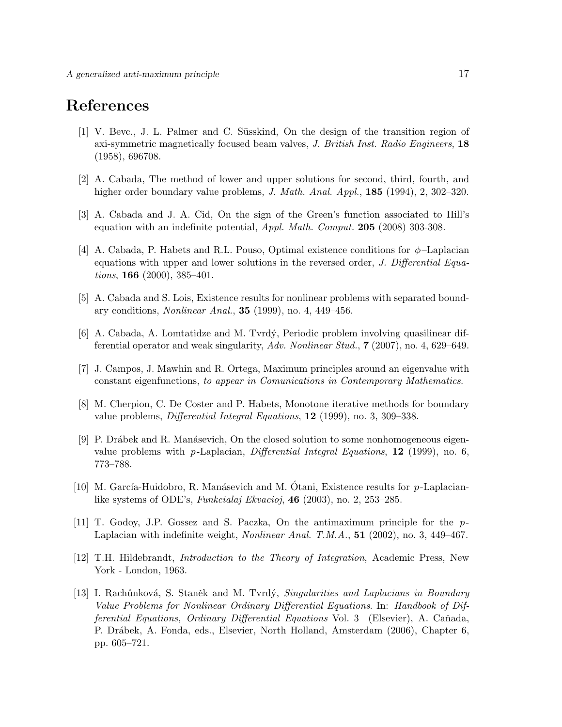# References

[1] V. Bevc., J. L. Palmer and C. Süsskind, On the design of the transition region of axi-symmetric magnetically focused beam valves, *J. British Inst. Radio Engineers*, **18** (1958), 696708.

[2] A. Cabada, The method of lower and upper solutions for second, third, fourth, and higher order boundary value problems, *J. Math. Anal. Appl.*, **185** (1994), 2, 302–320.

[3] A. Cabada and J. A. Cid, On the sign of the Green's function associated to Hill's equation with an indefinite potential, *Appl. Math. Comput.* **205** (2008) 303-308.

[4] A. Cabada, P. Habets and R.L. Pouso, Optimal existence conditions for $\phi$–Laplacian equations with upper and lower solutions in the reversed order, *J. Differential Equations*, **166** (2000), 385–401.

[5] A. Cabada and S. Lois, Existence results for nonlinear problems with separated boundary conditions, *Nonlinear Anal.*, **35** (1999), no. 4, 449–456.

[6] A. Cabada, A. Lomtatidze and M. Tvrdý, Periodic problem involving quasilinear differential operator and weak singularity, *Adv. Nonlinear Stud.*, **7** (2007), no. 4, 629–649.

[7] J. Campos, J. Mawhin and R. Ortega, Maximum principles around an eigenvalue with constant eigenfunctions, *to appear in Comunications in Contemporary Mathematics*.

[8] M. Cherpion, C. De Coster and P. Habets, Monotone iterative methods for boundary value problems, *Differential Integral Equations*, **12** (1999), no. 3, 309–338.

[9] P. Drábek and R. Manásevich, On the closed solution to some nonhomogeneous eigenvalue problems with $p$-Laplacian, *Differential Integral Equations*, **12** (1999), no. 6, 773–788.

[10] M. García-Huidobro, R. Manásevich and M. Ótani, Existence results for $p$-Laplacian-like systems of ODE's, *Funkcialaj Ekvacioj*, **46** (2003), no. 2, 253–285.

[11] T. Godoy, J.P. Gossez and S. Paczka, On the antimaximum principle for the $p$-Laplacian with indefinite weight, *Nonlinear Anal. T.M.A.*, **51** (2002), no. 3, 449–467.

[12] T.H. Hildebrandt, *Introduction to the Theory of Integration*, Academic Press, New York - London, 1963.

[13] I. Rachůnková, S. Staněk and M. Tvrdý, *Singularities and Laplacians in Boundary Value Problems for Nonlinear Ordinary Differential Equations*. In: *Handbook of Differential Equations, Ordinary Differential Equations* Vol. 3 (Elsevier), A. Cañada, P. Drábek, A. Fonda, eds., Elsevier, North Holland, Amsterdam (2006), Chapter 6, pp. 605–721.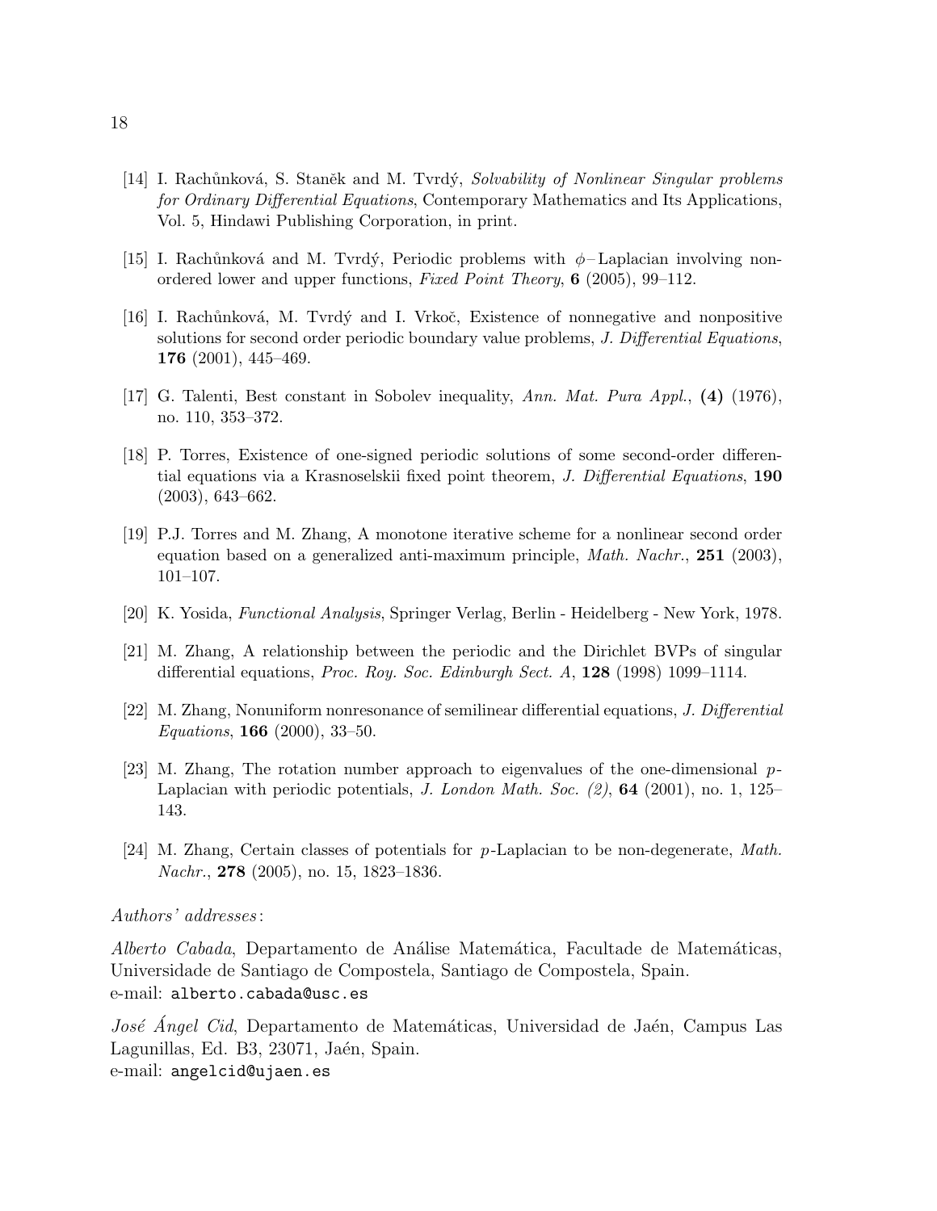[14] I. Rachůnková, S. Staněk and M. Tvrdý, *Solvability of Nonlinear Singular problems for Ordinary Differential Equations*, Contemporary Mathematics and Its Applications, Vol. 5, Hindawi Publishing Corporation, in print.

[15] I. Rachůnková and M. Tvrdý, Periodic problems with $\phi-$Laplacian involving non-ordered lower and upper functions, *Fixed Point Theory*, **6** (2005), 99–112.

[16] I. Rachůnková, M. Tvrdý and I. Vrkoč, Existence of nonnegative and nonpositive solutions for second order periodic boundary value problems, *J. Differential Equations*, **176** (2001), 445–469.

[17] G. Talenti, Best constant in Sobolev inequality, *Ann. Mat. Pura Appl.*, **(4)** (1976), no. 110, 353–372.

[18] P. Torres, Existence of one-signed periodic solutions of some second-order differential equations via a Krasnoselskii fixed point theorem, *J. Differential Equations*, **190** (2003), 643–662.

[19] P.J. Torres and M. Zhang, A monotone iterative scheme for a nonlinear second order equation based on a generalized anti-maximum principle, *Math. Nachr.*, **251** (2003), 101–107.

[20] K. Yosida, *Functional Analysis*, Springer Verlag, Berlin - Heidelberg - New York, 1978.

[21] M. Zhang, A relationship between the periodic and the Dirichlet BVPs of singular differential equations, *Proc. Roy. Soc. Edinburgh Sect. A*, **128** (1998) 1099–1114.

[22] M. Zhang, Nonuniform nonresonance of semilinear differential equations, *J. Differential Equations*, **166** (2000), 33–50.

[23] M. Zhang, The rotation number approach to eigenvalues of the one-dimensional $p$-Laplacian with periodic potentials, *J. London Math. Soc. (2)*, **64** (2001), no. 1, 125–143.

[24] M. Zhang, Certain classes of potentials for $p$-Laplacian to be non-degenerate, *Math. Nachr.*, **278** (2005), no. 15, 1823–1836.

*Authors' addresses*:

*Alberto Cabada*, Departamento de Análise Matemática, Facultade de Matemáticas, Universidade de Santiago de Compostela, Santiago de Compostela, Spain.
e-mail: `alberto.cabada@usc.es`

*José Ángel Cid*, Departamento de Matemáticas, Universidad de Jaén, Campus Las Lagunillas, Ed. B3, 23071, Jaén, Spain.
e-mail: `angelcid@ujaen.es`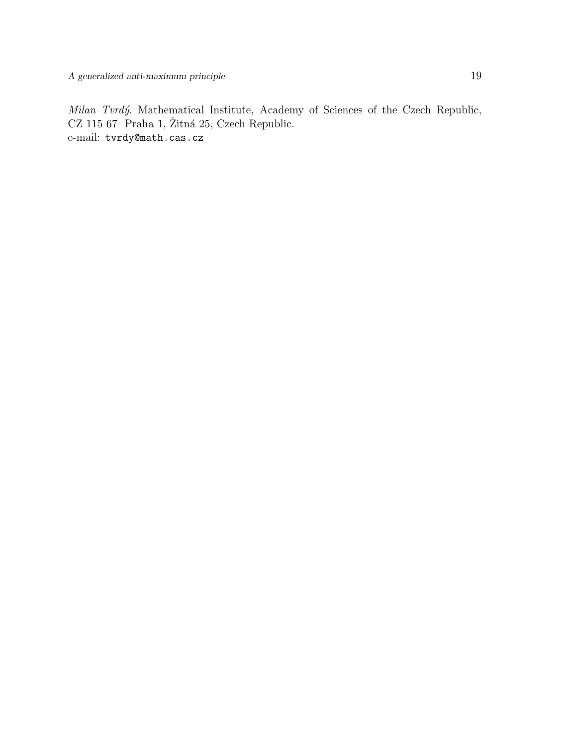*Milan Tvrdý*, Mathematical Institute, Academy of Sciences of the Czech Republic, CZ 115 67 Praha 1, Žitná 25, Czech Republic.
e-mail: `tvrdy@math.cas.cz`